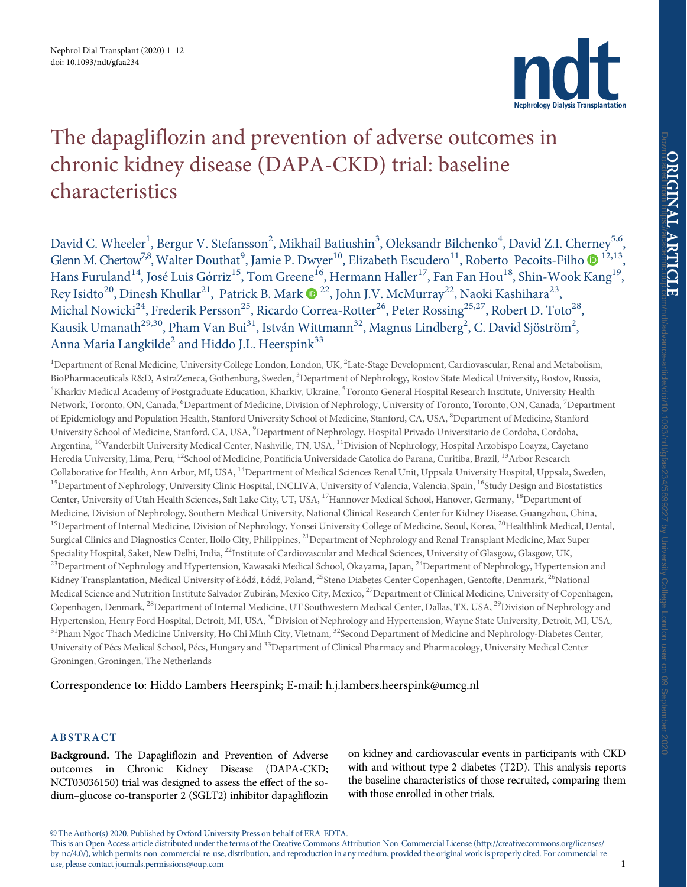# The dapagliflozin and prevention of adverse outcomes in chronic kidney disease (DAPA-CKD) trial: baseline characteristics

David C. Wheeler[1], Bergur V. Stefansson[2], Mikhail Batiushin[3], Oleksandr Bilchenko[4], David Z.I. Cherney[5,6], Glenn M. Chertow[7,8], Walter Douthat[9], Jamie P. Dwyer[10], Elizabeth Escudero[11], Roberto Pecoits-Filho[12,13], Hans Furuland[14], José Luis Górriz[15], Tom Greene[16], Hermann Haller[17], Fan Fan Hou[18], Shin-Wook Kang[19], Rey Isidto[20], Dinesh Khullar[21], Patrick B. Mark[22], John J.V. McMurray[22], Naoki Kashihara[23], Michal Nowicki[24], Frederik Persson[25], Ricardo Correa-Rotter[26], Peter Rossing[25,27], Robert D. Toto[28], Kausik Umanath[29,30], Pham Van Bui[31], István Wittmann[32], Magnus Lindberg[2], C. David Sjöström[2], Anna Maria Langkilde[2] and Hiddo J.L. Heerspink[33]

[1]Department of Renal Medicine, University College London, London, UK, [2]Late-Stage Development, Cardiovascular, Renal and Metabolism, BioPharmaceuticals R&D, AstraZeneca, Gothenburg, Sweden, [3]Department of Nephrology, Rostov State Medical University, Rostov, Russia, [4]Kharkiv Medical Academy of Postgraduate Education, Kharkiv, Ukraine, [5]Toronto General Hospital Research Institute, University Health Network, Toronto, ON, Canada, [6]Department of Medicine, Division of Nephrology, University of Toronto, Toronto, ON, Canada, [7]Department of Epidemiology and Population Health, Stanford University School of Medicine, Stanford, CA, USA, [8]Department of Medicine, Stanford University School of Medicine, Stanford, CA, USA, [9]Department of Nephrology, Hospital Privado Universitario de Cordoba, Cordoba, Argentina, [10]Vanderbilt University Medical Center, Nashville, TN, USA, [11]Division of Nephrology, Hospital Arzobispo Loayza, Cayetano Heredia University, Lima, Peru, [12]School of Medicine, Pontificia Universidade Catolica do Parana, Curitiba, Brazil, [13]Arbor Research Collaborative for Health, Ann Arbor, MI, USA, [14]Department of Medical Sciences Renal Unit, Uppsala University Hospital, Uppsala, Sweden, [15]Department of Nephrology, University Clinic Hospital, INCLIVA, University of Valencia, Valencia, Spain, [16]Study Design and Biostatistics Center, University of Utah Health Sciences, Salt Lake City, UT, USA, [17]Hannover Medical School, Hanover, Germany, [18]Department of Medicine, Division of Nephrology, Southern Medical University, National Clinical Research Center for Kidney Disease, Guangzhou, China, [19]Department of Internal Medicine, Division of Nephrology, Yonsei University College of Medicine, Seoul, Korea, [20]Healthlink Medical, Dental, Surgical Clinics and Diagnostics Center, Iloilo City, Philippines, [21]Department of Nephrology and Renal Transplant Medicine, Max Super Speciality Hospital, Saket, New Delhi, India, [22]Institute of Cardiovascular and Medical Sciences, University of Glasgow, Glasgow, UK, [23]Department of Nephrology and Hypertension, Kawasaki Medical School, Okayama, Japan, [24]Department of Nephrology, Hypertension and Kidney Transplantation, Medical University of Łódź, Łódź, Poland, [25]Steno Diabetes Center Copenhagen, Gentofte, Denmark, [26]National Medical Science and Nutrition Institute Salvador Zubirán, Mexico City, Mexico, [27]Department of Clinical Medicine, University of Copenhagen, Copenhagen, Denmark, [28]Department of Internal Medicine, UT Southwestern Medical Center, Dallas, TX, USA, [29]Division of Nephrology and Hypertension, Henry Ford Hospital, Detroit, MI, USA, [30]Division of Nephrology and Hypertension, Wayne State University, Detroit, MI, USA, [31]Pham Ngoc Thach Medicine University, Ho Chi Minh City, Vietnam, [32]Second Department of Medicine and Nephrology-Diabetes Center, University of Pécs Medical School, Pécs, Hungary and [33]Department of Clinical Pharmacy and Pharmacology, University Medical Center Groningen, Groningen, The Netherlands

Correspondence to: Hiddo Lambers Heerspink; E-mail: h.j.lambers.heerspink@umcg.nl

## ABSTRACT

**Background.** The Dapagliflozin and Prevention of Adverse outcomes in Chronic Kidney Disease (DAPA-CKD; NCT03036150) trial was designed to assess the effect of the sodium–glucose co-transporter 2 (SGLT2) inhibitor dapagliflozin on kidney and cardiovascular events in participants with CKD with and without type 2 diabetes (T2D). This analysis reports the baseline characteristics of those recruited, comparing them with those enrolled in other trials.

© The Author(s) 2020. Published by Oxford University Press on behalf of ERA-EDTA.
This is an Open Access article distributed under the terms of the Creative Commons Attribution Non-Commercial License (http://creativecommons.org/licenses/by-nc/4.0/), which permits non-commercial re-use, distribution, and reproduction in any medium, provided the original work is properly cited. For commercial re-use, please contact journals.permissions@oup.com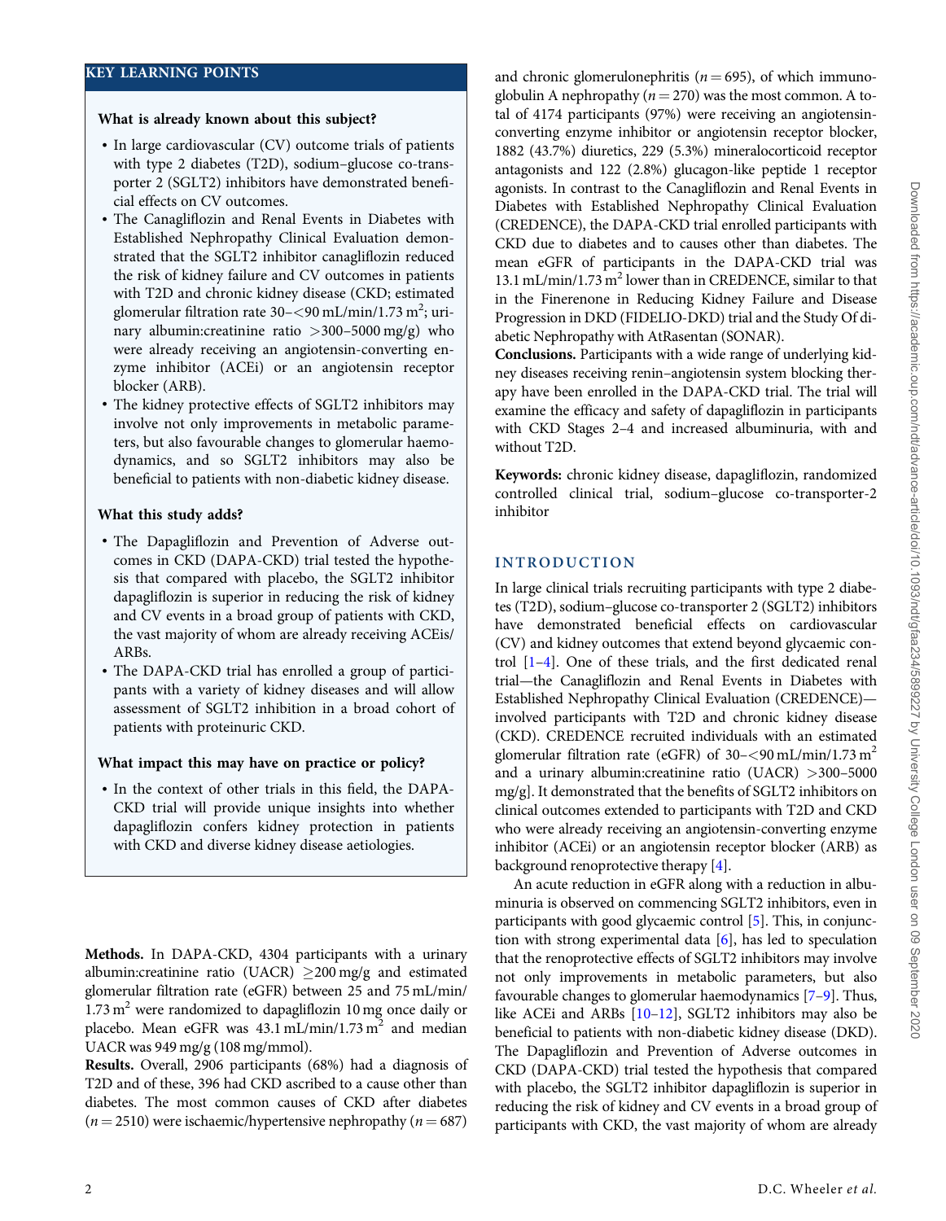## KEY LEARNING POINTS

**What is already known about this subject?**

- In large cardiovascular (CV) outcome trials of patients with type 2 diabetes (T2D), sodium–glucose co-transporter 2 (SGLT2) inhibitors have demonstrated beneficial effects on CV outcomes.
- The Canagliflozin and Renal Events in Diabetes with Established Nephropathy Clinical Evaluation demonstrated that the SGLT2 inhibitor canagliflozin reduced the risk of kidney failure and CV outcomes in patients with T2D and chronic kidney disease (CKD; estimated glomerular filtration rate 30–<90 mL/min/1.73 m$^2$; urinary albumin:creatinine ratio >300–5000 mg/g) who were already receiving an angiotensin-converting enzyme inhibitor (ACEi) or an angiotensin receptor blocker (ARB).
- The kidney protective effects of SGLT2 inhibitors may involve not only improvements in metabolic parameters, but also favourable changes to glomerular haemodynamics, and so SGLT2 inhibitors may also be beneficial to patients with non-diabetic kidney disease.

**What this study adds?**

- The Dapagliflozin and Prevention of Adverse outcomes in CKD (DAPA-CKD) trial tested the hypothesis that compared with placebo, the SGLT2 inhibitor dapagliflozin is superior in reducing the risk of kidney and CV events in a broad group of patients with CKD, the vast majority of whom are already receiving ACEis/ARBs.
- The DAPA-CKD trial has enrolled a group of participants with a variety of kidney diseases and will allow assessment of SGLT2 inhibition in a broad cohort of patients with proteinuric CKD.

**What impact this may have on practice or policy?**

- In the context of other trials in this field, the DAPA-CKD trial will provide unique insights into whether dapagliflozin confers kidney protection in patients with CKD and diverse kidney disease aetiologies.

**Methods.** In DAPA-CKD, 4304 participants with a urinary albumin:creatinine ratio (UACR) ≥200 mg/g and estimated glomerular filtration rate (eGFR) between 25 and 75 mL/min/1.73 m$^2$ were randomized to dapagliflozin 10 mg once daily or placebo. Mean eGFR was 43.1 mL/min/1.73 m$^2$ and median UACR was 949 mg/g (108 mg/mmol).

**Results.** Overall, 2906 participants (68%) had a diagnosis of T2D and of these, 396 had CKD ascribed to a cause other than diabetes. The most common causes of CKD after diabetes ($n = 2510$) were ischaemic/hypertensive nephropathy ($n = 687$) and chronic glomerulonephritis ($n = 695$), of which immunoglobulin A nephropathy ($n = 270$) was the most common. A total of 4174 participants (97%) were receiving an angiotensin-converting enzyme inhibitor or angiotensin receptor blocker, 1882 (43.7%) diuretics, 229 (5.3%) mineralocorticoid receptor antagonists and 122 (2.8%) glucagon-like peptide 1 receptor agonists. In contrast to the Canagliflozin and Renal Events in Diabetes with Established Nephropathy Clinical Evaluation (CREDENCE), the DAPA-CKD trial enrolled participants with CKD due to diabetes and to causes other than diabetes. The mean eGFR of participants in the DAPA-CKD trial was 13.1 mL/min/1.73 m$^2$ lower than in CREDENCE, similar to that in the Finerenone in Reducing Kidney Failure and Disease Progression in DKD (FIDELIO-DKD) trial and the Study Of diabetic Nephropathy with AtRasentan (SONAR).

**Conclusions.** Participants with a wide range of underlying kidney diseases receiving renin–angiotensin system blocking therapy have been enrolled in the DAPA-CKD trial. The trial will examine the efficacy and safety of dapagliflozin in participants with CKD Stages 2–4 and increased albuminuria, with and without T2D.

**Keywords:** chronic kidney disease, dapagliflozin, randomized controlled clinical trial, sodium–glucose co-transporter-2 inhibitor

## INTRODUCTION

In large clinical trials recruiting participants with type 2 diabetes (T2D), sodium–glucose co-transporter 2 (SGLT2) inhibitors have demonstrated beneficial effects on cardiovascular (CV) and kidney outcomes that extend beyond glycaemic control [1–4]. One of these trials, and the first dedicated renal trial—the Canagliflozin and Renal Events in Diabetes with Established Nephropathy Clinical Evaluation (CREDENCE)—involved participants with T2D and chronic kidney disease (CKD). CREDENCE recruited individuals with an estimated glomerular filtration rate (eGFR) of 30–<90 mL/min/1.73 m$^2$ and a urinary albumin:creatinine ratio (UACR) >300–5000 mg/g]. It demonstrated that the benefits of SGLT2 inhibitors on clinical outcomes extended to participants with T2D and CKD who were already receiving an angiotensin-converting enzyme inhibitor (ACEi) or an angiotensin receptor blocker (ARB) as background renoprotective therapy [4].

An acute reduction in eGFR along with a reduction in albuminuria is observed on commencing SGLT2 inhibitors, even in participants with good glycaemic control [5]. This, in conjunction with strong experimental data [6], has led to speculation that the renoprotective effects of SGLT2 inhibitors may involve not only improvements in metabolic parameters, but also favourable changes to glomerular haemodynamics [7–9]. Thus, like ACEi and ARBs [10–12], SGLT2 inhibitors may also be beneficial to patients with non-diabetic kidney disease (DKD). The Dapagliflozin and Prevention of Adverse outcomes in CKD (DAPA-CKD) trial tested the hypothesis that compared with placebo, the SGLT2 inhibitor dapagliflozin is superior in reducing the risk of kidney and CV events in a broad group of participants with CKD, the vast majority of whom are already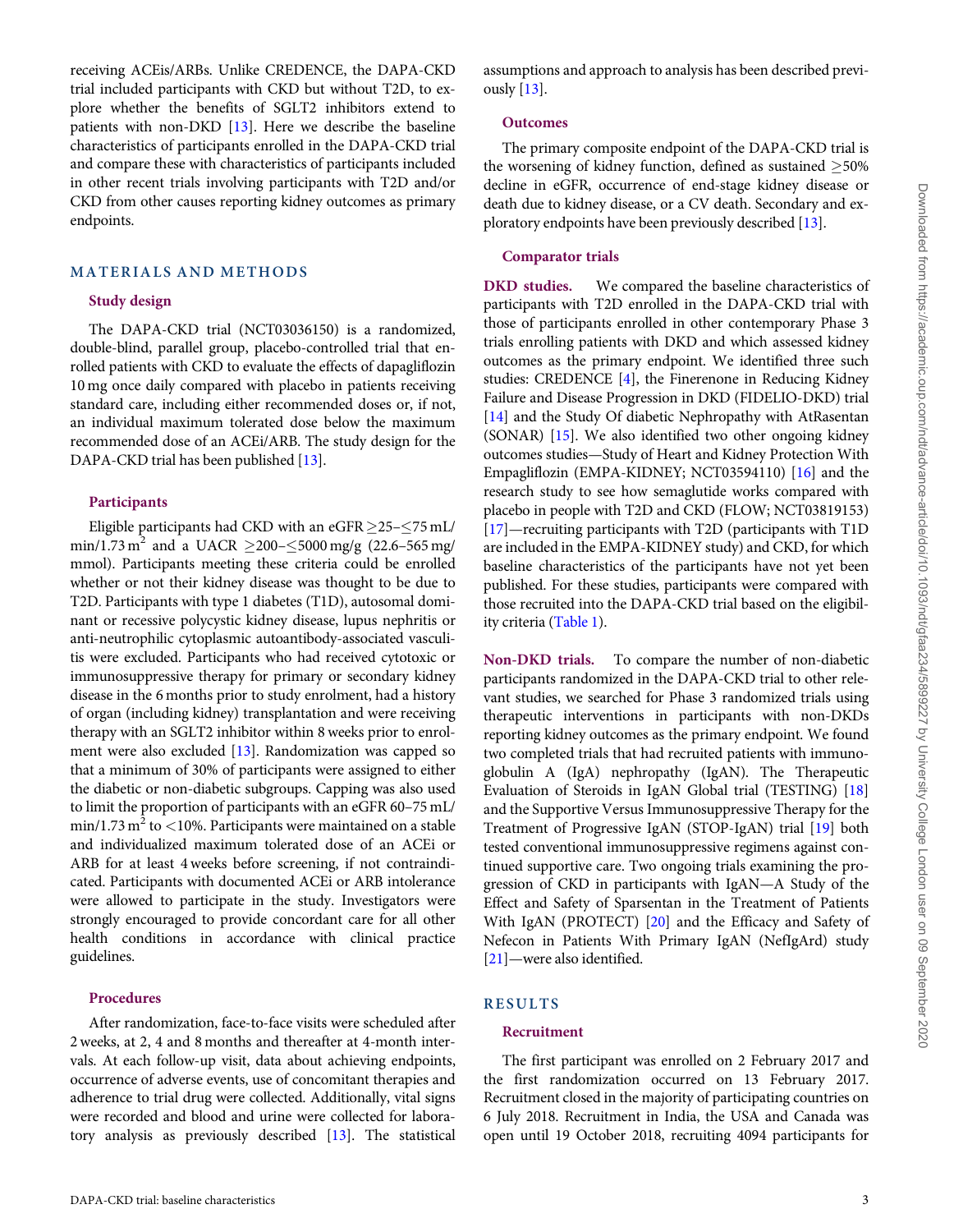receiving ACEis/ARBs. Unlike CREDENCE, the DAPA-CKD trial included participants with CKD but without T2D, to explore whether the benefits of SGLT2 inhibitors extend to patients with non-DKD [13]. Here we describe the baseline characteristics of participants enrolled in the DAPA-CKD trial and compare these with characteristics of participants included in other recent trials involving participants with T2D and/or CKD from other causes reporting kidney outcomes as primary endpoints.

## MATERIALS AND METHODS

### Study design

The DAPA-CKD trial (NCT03036150) is a randomized, double-blind, parallel group, placebo-controlled trial that enrolled patients with CKD to evaluate the effects of dapagliflozin 10 mg once daily compared with placebo in patients receiving standard care, including either recommended doses or, if not, an individual maximum tolerated dose below the maximum recommended dose of an ACEi/ARB. The study design for the DAPA-CKD trial has been published [13].

### Participants

Eligible participants had CKD with an eGFR ≥25–≤75 mL/min/1.73 $m^2$ and a UACR ≥200–≤5000 mg/g (22.6–565 mg/mmol). Participants meeting these criteria could be enrolled whether or not their kidney disease was thought to be due to T2D. Participants with type 1 diabetes (T1D), autosomal dominant or recessive polycystic kidney disease, lupus nephritis or anti-neutrophilic cytoplasmic autoantibody-associated vasculitis were excluded. Participants who had received cytotoxic or immunosuppressive therapy for primary or secondary kidney disease in the 6 months prior to study enrolment, had a history of organ (including kidney) transplantation and were receiving therapy with an SGLT2 inhibitor within 8 weeks prior to enrolment were also excluded [13]. Randomization was capped so that a minimum of 30% of participants were assigned to either the diabetic or non-diabetic subgroups. Capping was also used to limit the proportion of participants with an eGFR 60–75 mL/min/1.73 $m^2$ to <10%. Participants were maintained on a stable and individualized maximum tolerated dose of an ACEi or ARB for at least 4 weeks before screening, if not contraindicated. Participants with documented ACEi or ARB intolerance were allowed to participate in the study. Investigators were strongly encouraged to provide concordant care for all other health conditions in accordance with clinical practice guidelines.

### Procedures

After randomization, face-to-face visits were scheduled after 2 weeks, at 2, 4 and 8 months and thereafter at 4-month intervals. At each follow-up visit, data about achieving endpoints, occurrence of adverse events, use of concomitant therapies and adherence to trial drug were collected. Additionally, vital signs were recorded and blood and urine were collected for laboratory analysis as previously described [13]. The statistical assumptions and approach to analysis has been described previously [13].

### Outcomes

The primary composite endpoint of the DAPA-CKD trial is the worsening of kidney function, defined as sustained ≥50% decline in eGFR, occurrence of end-stage kidney disease or death due to kidney disease, or a CV death. Secondary and exploratory endpoints have been previously described [13].

### Comparator trials

**DKD studies.** We compared the baseline characteristics of participants with T2D enrolled in the DAPA-CKD trial with those of participants enrolled in other contemporary Phase 3 trials enrolling patients with DKD and which assessed kidney outcomes as the primary endpoint. We identified three such studies: CREDENCE [4], the Finerenone in Reducing Kidney Failure and Disease Progression in DKD (FIDELIO-DKD) trial [14] and the Study Of diabetic Nephropathy with AtRasentan (SONAR) [15]. We also identified two other ongoing kidney outcomes studies—Study of Heart and Kidney Protection With Empagliflozin (EMPA-KIDNEY; NCT03594110) [16] and the research study to see how semaglutide works compared with placebo in people with T2D and CKD (FLOW; NCT03819153) [17]—recruiting participants with T2D (participants with T1D are included in the EMPA-KIDNEY study) and CKD, for which baseline characteristics of the participants have not yet been published. For these studies, participants were compared with those recruited into the DAPA-CKD trial based on the eligibility criteria (Table 1).

**Non-DKD trials.** To compare the number of non-diabetic participants randomized in the DAPA-CKD trial to other relevant studies, we searched for Phase 3 randomized trials using therapeutic interventions in participants with non-DKDs reporting kidney outcomes as the primary endpoint. We found two completed trials that had recruited patients with immunoglobulin A (IgA) nephropathy (IgAN). The Therapeutic Evaluation of Steroids in IgAN Global trial (TESTING) [18] and the Supportive Versus Immunosuppressive Therapy for the Treatment of Progressive IgAN (STOP-IgAN) trial [19] both tested conventional immunosuppressive regimens against continued supportive care. Two ongoing trials examining the progression of CKD in participants with IgAN—A Study of the Effect and Safety of Sparsentan in the Treatment of Patients With IgAN (PROTECT) [20] and the Efficacy and Safety of Nefecon in Patients With Primary IgAN (NefIgArd) study [21]—were also identified.

## RESULTS

### Recruitment

The first participant was enrolled on 2 February 2017 and the first randomization occurred on 13 February 2017. Recruitment closed in the majority of participating countries on 6 July 2018. Recruitment in India, the USA and Canada was open until 19 October 2018, recruiting 4094 participants for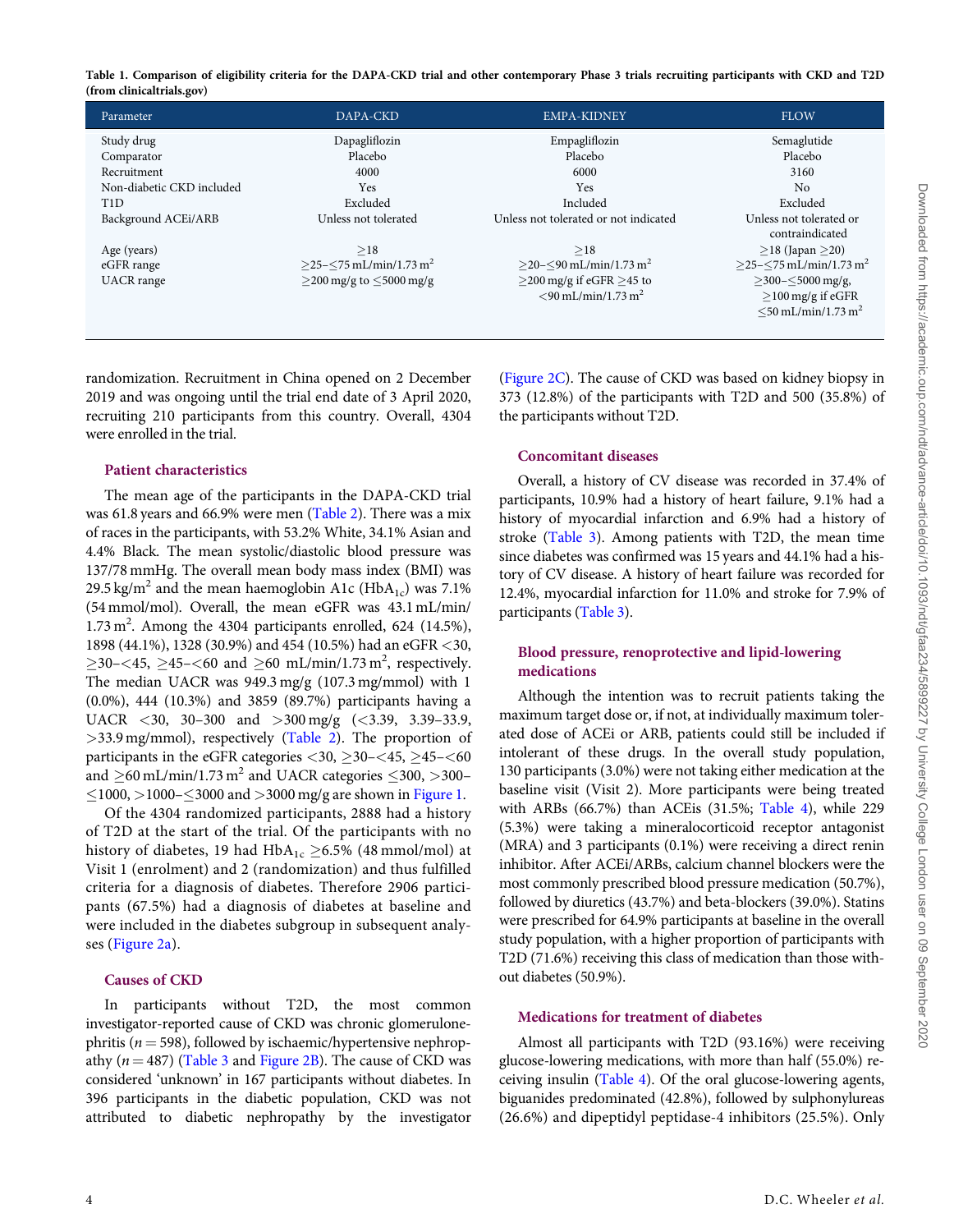**Table 1. Comparison of eligibility criteria for the DAPA-CKD trial and other contemporary Phase 3 trials recruiting participants with CKD and T2D (from clinicaltrials.gov)**

| Parameter | DAPA-CKD | EMPA-KIDNEY | FLOW |
|---|---|---|---|
| Study drug | Dapagliflozin | Empagliflozin | Semaglutide |
| Comparator | Placebo | Placebo | Placebo |
| Recruitment | 4000 | 6000 | 3160 |
| Non-diabetic CKD included | Yes | Yes | No |
| T1D | Excluded | Included | Excluded |
| Background ACEi/ARB | Unless not tolerated | Unless not tolerated or not indicated | Unless not tolerated or contraindicated |
| Age (years) | ≥18 | ≥18 | ≥18 (Japan ≥20) |
| eGFR range | ≥25–≤75 mL/min/1.73 m$^2$ | ≥20–≤90 mL/min/1.73 m$^2$ | ≥25–≤75 mL/min/1.73 m$^2$ |
| UACR range | ≥200 mg/g to ≤5000 mg/g | ≥200 mg/g if eGFR ≥45 to <90 mL/min/1.73 m$^2$ | ≥300–≤5000 mg/g, ≥100 mg/g if eGFR ≤50 mL/min/1.73 m$^2$ |

randomization. Recruitment in China opened on 2 December 2019 and was ongoing until the trial end date of 3 April 2020, recruiting 210 participants from this country. Overall, 4304 were enrolled in the trial.

### Patient characteristics

The mean age of the participants in the DAPA-CKD trial was 61.8 years and 66.9% were men (Table 2). There was a mix of races in the participants, with 53.2% White, 34.1% Asian and 4.4% Black. The mean systolic/diastolic blood pressure was 137/78 mmHg. The overall mean body mass index (BMI) was 29.5 kg/m$^2$ and the mean haemoglobin A1c ($HbA_{1c}$) was 7.1% (54 mmol/mol). Overall, the mean eGFR was 43.1 mL/min/1.73 m$^2$. Among the 4304 participants enrolled, 624 (14.5%), 1898 (44.1%), 1328 (30.9%) and 454 (10.5%) had an eGFR <30, ≥30–<45, ≥45–<60 and ≥60 mL/min/1.73 m$^2$, respectively. The median UACR was 949.3 mg/g (107.3 mg/mmol) with 1 (0.0%), 444 (10.3%) and 3859 (89.7%) participants having a UACR <30, 30–300 and >300 mg/g (<3.39, 3.39–33.9, >33.9 mg/mmol), respectively (Table 2). The proportion of participants in the eGFR categories <30, ≥30–<45, ≥45–<60 and ≥60 mL/min/1.73 m$^2$ and UACR categories ≤300, >300–≤1000, >1000–≤3000 and >3000 mg/g are shown in Figure 1.

Of the 4304 randomized participants, 2888 had a history of T2D at the start of the trial. Of the participants with no history of diabetes, 19 had $HbA_{1c}$ ≥6.5% (48 mmol/mol) at Visit 1 (enrolment) and 2 (randomization) and thus fulfilled criteria for a diagnosis of diabetes. Therefore 2906 participants (67.5%) had a diagnosis of diabetes at baseline and were included in the diabetes subgroup in subsequent analyses (Figure 2a).

### Causes of CKD

In participants without T2D, the most common investigator-reported cause of CKD was chronic glomerulonephritis ($n = 598$), followed by ischaemic/hypertensive nephropathy ($n = 487$) (Table 3 and Figure 2B). The cause of CKD was considered 'unknown' in 167 participants without diabetes. In 396 participants in the diabetic population, CKD was not attributed to diabetic nephropathy by the investigator (Figure 2C). The cause of CKD was based on kidney biopsy in 373 (12.8%) of the participants with T2D and 500 (35.8%) of the participants without T2D.

### Concomitant diseases

Overall, a history of CV disease was recorded in 37.4% of participants, 10.9% had a history of heart failure, 9.1% had a history of myocardial infarction and 6.9% had a history of stroke (Table 3). Among patients with T2D, the mean time since diabetes was confirmed was 15 years and 44.1% had a history of CV disease. A history of heart failure was recorded for 12.4%, myocardial infarction for 11.0% and stroke for 7.9% of participants (Table 3).

### Blood pressure, renoprotective and lipid-lowering medications

Although the intention was to recruit patients taking the maximum target dose or, if not, at individually maximum tolerated dose of ACEi or ARB, patients could still be included if intolerant of these drugs. In the overall study population, 130 participants (3.0%) were not taking either medication at the baseline visit (Visit 2). More participants were being treated with ARBs (66.7%) than ACEis (31.5%; Table 4), while 229 (5.3%) were taking a mineralocorticoid receptor antagonist (MRA) and 3 participants (0.1%) were receiving a direct renin inhibitor. After ACEi/ARBs, calcium channel blockers were the most commonly prescribed blood pressure medication (50.7%), followed by diuretics (43.7%) and beta-blockers (39.0%). Statins were prescribed for 64.9% participants at baseline in the overall study population, with a higher proportion of participants with T2D (71.6%) receiving this class of medication than those without diabetes (50.9%).

### Medications for treatment of diabetes

Almost all participants with T2D (93.16%) were receiving glucose-lowering medications, with more than half (55.0%) receiving insulin (Table 4). Of the oral glucose-lowering agents, biguanides predominated (42.8%), followed by sulphonylureas (26.6%) and dipeptidyl peptidase-4 inhibitors (25.5%). Only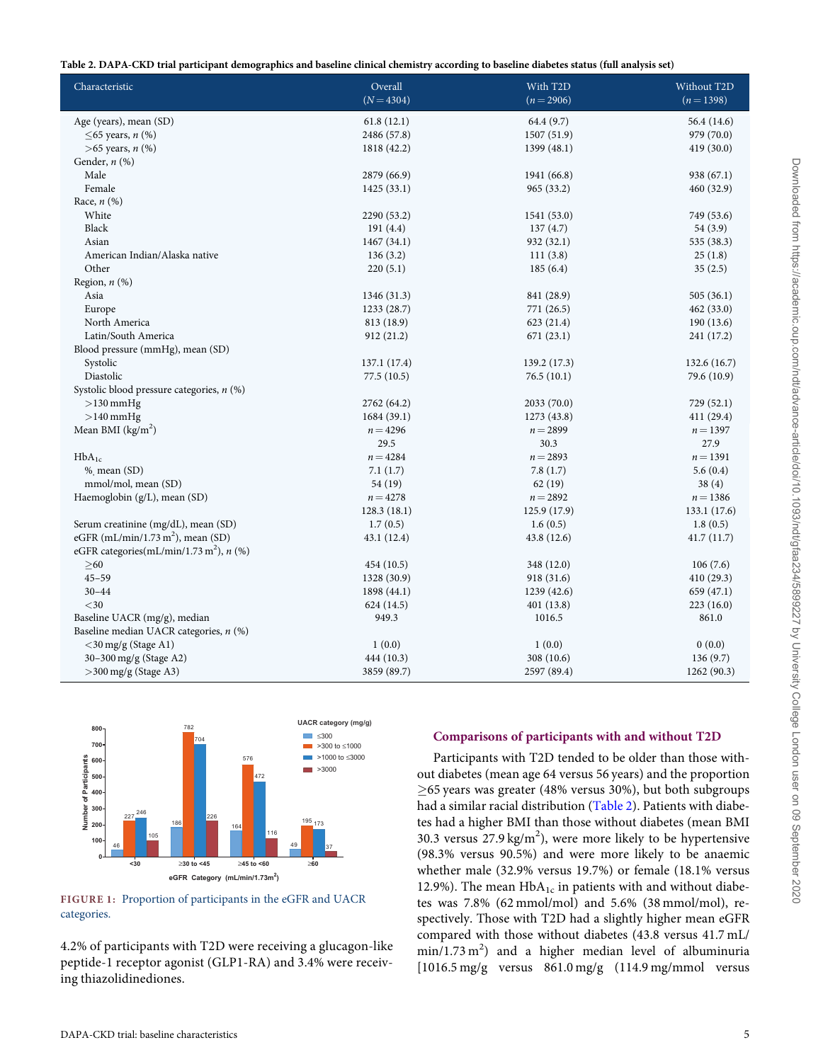**Table 2. DAPA-CKD trial participant demographics and baseline clinical chemistry according to baseline diabetes status (full analysis set)**

| Characteristic | Overall ($N = 4304$) | With T2D ($n = 2906$) | Without T2D ($n = 1398$) |
|---|---|---|---|
| Age (years), mean (SD) | 61.8 (12.1) | 64.4 (9.7) | 56.4 (14.6) |
| ≤65 years, n (%) | 2486 (57.8) | 1507 (51.9) | 979 (70.0) |
| >65 years, n (%) | 1818 (42.2) | 1399 (48.1) | 419 (30.0) |
| Gender, n (%) | | | |
| Male | 2879 (66.9) | 1941 (66.8) | 938 (67.1) |
| Female | 1425 (33.1) | 965 (33.2) | 460 (32.9) |
| Race, n (%) | | | |
| White | 2290 (53.2) | 1541 (53.0) | 749 (53.6) |
| Black | 191 (4.4) | 137 (4.7) | 54 (3.9) |
| Asian | 1467 (34.1) | 932 (32.1) | 535 (38.3) |
| American Indian/Alaska native | 136 (3.2) | 111 (3.8) | 25 (1.8) |
| Other | 220 (5.1) | 185 (6.4) | 35 (2.5) |
| Region, n (%) | | | |
| Asia | 1346 (31.3) | 841 (28.9) | 505 (36.1) |
| Europe | 1233 (28.7) | 771 (26.5) | 462 (33.0) |
| North America | 813 (18.9) | 623 (21.4) | 190 (13.6) |
| Latin/South America | 912 (21.2) | 671 (23.1) | 241 (17.2) |
| Blood pressure (mmHg), mean (SD) | | | |
| Systolic | 137.1 (17.4) | 139.2 (17.3) | 132.6 (16.7) |
| Diastolic | 77.5 (10.5) | 76.5 (10.1) | 79.6 (10.9) |
| Systolic blood pressure categories, n (%) | | | |
| >130 mmHg | 2762 (64.2) | 2033 (70.0) | 729 (52.1) |
| >140 mmHg | 1684 (39.1) | 1273 (43.8) | 411 (29.4) |
| Mean BMI (kg/m$^2$) | $n = 4296$ | $n = 2899$ | $n = 1397$ |
| | 29.5 | 30.3 | 27.9 |
| $HbA_{1c}$ | $n = 4284$ | $n = 2893$ | $n = 1391$ |
| %, mean (SD) | 7.1 (1.7) | 7.8 (1.7) | 5.6 (0.4) |
| mmol/mol, mean (SD) | 54 (19) | 62 (19) | 38 (4) |
| Haemoglobin (g/L), mean (SD) | $n = 4278$ | $n = 2892$ | $n = 1386$ |
| | 128.3 (18.1) | 125.9 (17.9) | 133.1 (17.6) |
| Serum creatinine (mg/dL), mean (SD) | 1.7 (0.5) | 1.6 (0.5) | 1.8 (0.5) |
| eGFR (mL/min/1.73 m$^2$), mean (SD) | 43.1 (12.4) | 43.8 (12.6) | 41.7 (11.7) |
| eGFR categories(mL/min/1.73 m$^2$), n (%) | | | |
| ≥60 | 454 (10.5) | 348 (12.0) | 106 (7.6) |
| 45–59 | 1328 (30.9) | 918 (31.6) | 410 (29.3) |
| 30–44 | 1898 (44.1) | 1239 (42.6) | 659 (47.1) |
| <30 | 624 (14.5) | 401 (13.8) | 223 (16.0) |
| Baseline UACR (mg/g), median | 949.3 | 1016.5 | 861.0 |
| Baseline median UACR categories, n (%) | | | |
| <30 mg/g (Stage A1) | 1 (0.0) | 1 (0.0) | 0 (0.0) |
| 30–300 mg/g (Stage A2) | 444 (10.3) | 308 (10.6) | 136 (9.7) |
| >300 mg/g (Stage A3) | 3859 (89.7) | 2597 (89.4) | 1262 (90.3) |

**FIGURE 1:** Proportion of participants in the eGFR and UACR categories.

4.2% of participants with T2D were receiving a glucagon-like peptide-1 receptor agonist (GLP1-RA) and 3.4% were receiving thiazolidinediones.

### Comparisons of participants with and without T2D

Participants with T2D tended to be older than those without diabetes (mean age 64 versus 56 years) and the proportion ≥65 years was greater (48% versus 30%), but both subgroups had a similar racial distribution (Table 2). Patients with diabetes had a higher BMI than those without diabetes (mean BMI 30.3 versus 27.9 kg/m$^2$), were more likely to be hypertensive (98.3% versus 90.5%) and were more likely to be anaemic whether male (32.9% versus 19.7%) or female (18.1% versus 12.9%). The mean $HbA_{1c}$ in patients with and without diabetes was 7.8% (62 mmol/mol) and 5.6% (38 mmol/mol), respectively. Those with T2D had a slightly higher mean eGFR compared with those without diabetes (43.8 versus 41.7 mL/min/1.73 m$^2$) and a higher median level of albuminuria [1016.5 mg/g versus 861.0 mg/g (114.9 mg/mmol versus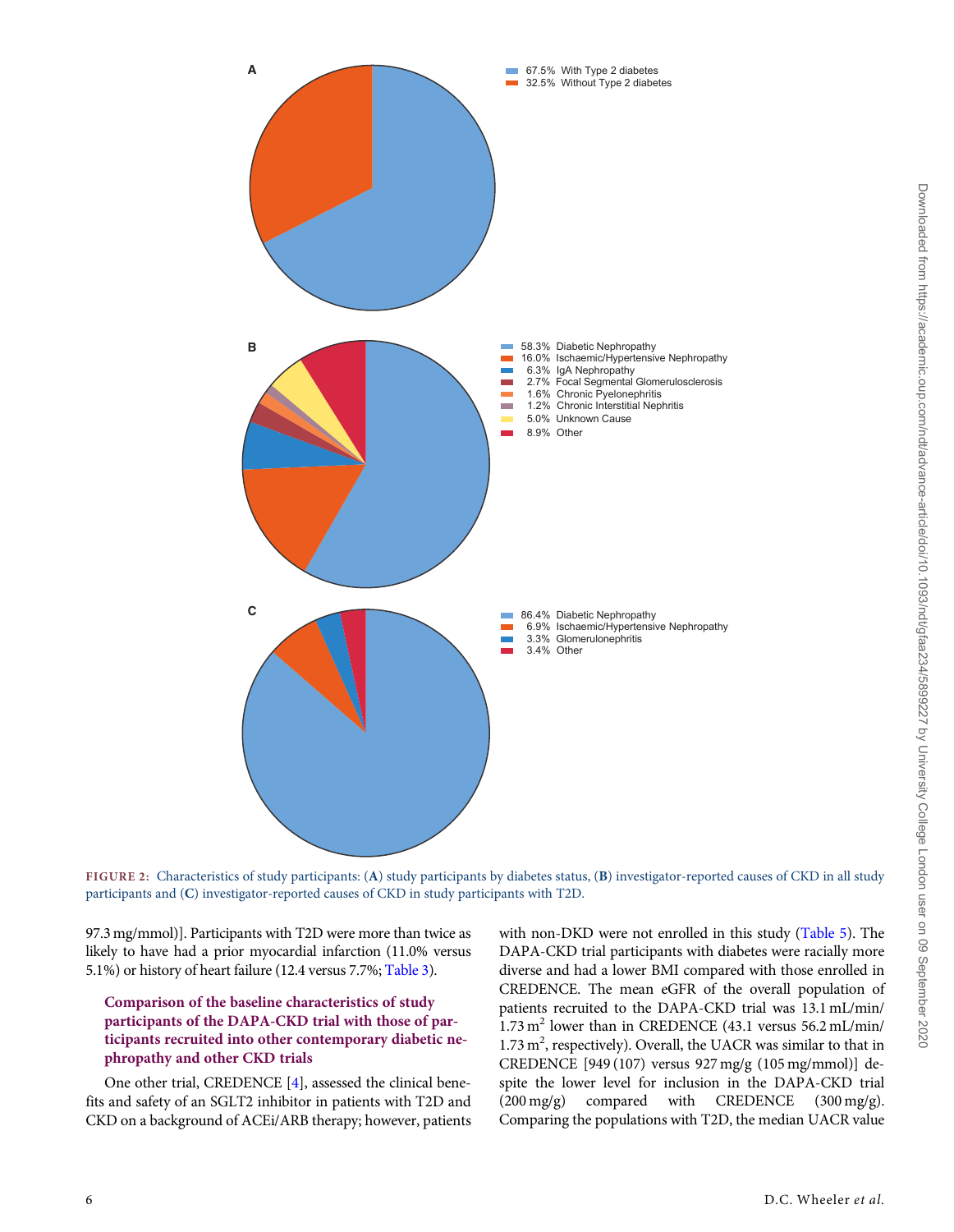A

67.5% With Type 2 diabetes
32.5% Without Type 2 diabetes

B

58.3% Diabetic Nephropathy
16.0% Ischaemic/Hypertensive Nephropathy
6.3% IgA Nephropathy
2.7% Focal Segmental Glomerulosclerosis
1.6% Chronic Pyelonephritis
1.2% Chronic Interstitial Nephritis
5.0% Unknown Cause
8.9% Other

C

86.4% Diabetic Nephropathy
6.9% Ischaemic/Hypertensive Nephropathy
3.3% Glomerulonephritis
3.4% Other

**FIGURE 2:** Characteristics of study participants: (**A**) study participants by diabetes status, (**B**) investigator-reported causes of CKD in all study participants and (**C**) investigator-reported causes of CKD in study participants with T2D.

97.3 mg/mmol)]. Participants with T2D were more than twice as likely to have had a prior myocardial infarction (11.0% versus 5.1%) or history of heart failure (12.4 versus 7.7%; Table 3).

### Comparison of the baseline characteristics of study participants of the DAPA-CKD trial with those of participants recruited into other contemporary diabetic nephropathy and other CKD trials

One other trial, CREDENCE [4], assessed the clinical benefits and safety of an SGLT2 inhibitor in patients with T2D and CKD on a background of ACEi/ARB therapy; however, patients with non-DKD were not enrolled in this study (Table 5). The DAPA-CKD trial participants with diabetes were racially more diverse and had a lower BMI compared with those enrolled in CREDENCE. The mean eGFR of the overall population of patients recruited to the DAPA-CKD trial was 13.1 mL/min/1.73 $m^2$ lower than in CREDENCE (43.1 versus 56.2 mL/min/1.73 $m^2$, respectively). Overall, the UACR was similar to that in CREDENCE [949 (107) versus 927 mg/g (105 mg/mmol)] despite the lower level for inclusion in the DAPA-CKD trial (200 mg/g) compared with CREDENCE (300 mg/g). Comparing the populations with T2D, the median UACR value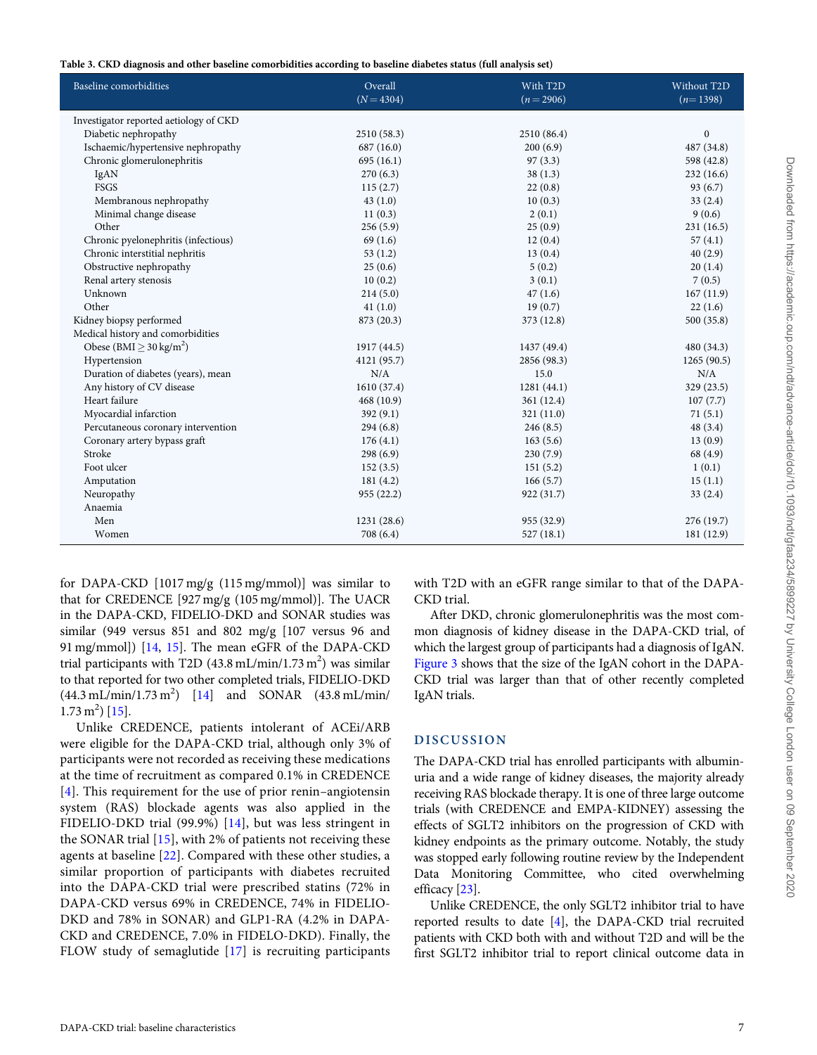**Table 3. CKD diagnosis and other baseline comorbidities according to baseline diabetes status (full analysis set)**

| Baseline comorbidities | Overall ($N = 4304$) | With T2D ($n = 2906$) | Without T2D ($n = 1398$) |
|---|---|---|---|
| Investigator reported aetiology of CKD | | | |
| Diabetic nephropathy | 2510 (58.3) | 2510 (86.4) | 0 |
| Ischaemic/hypertensive nephropathy | 687 (16.0) | 200 (6.9) | 487 (34.8) |
| Chronic glomerulonephritis | 695 (16.1) | 97 (3.3) | 598 (42.8) |
| IgAN | 270 (6.3) | 38 (1.3) | 232 (16.6) |
| FSGS | 115 (2.7) | 22 (0.8) | 93 (6.7) |
| Membranous nephropathy | 43 (1.0) | 10 (0.3) | 33 (2.4) |
| Minimal change disease | 11 (0.3) | 2 (0.1) | 9 (0.6) |
| Other | 256 (5.9) | 25 (0.9) | 231 (16.5) |
| Chronic pyelonephritis (infectious) | 69 (1.6) | 12 (0.4) | 57 (4.1) |
| Chronic interstitial nephritis | 53 (1.2) | 13 (0.4) | 40 (2.9) |
| Obstructive nephropathy | 25 (0.6) | 5 (0.2) | 20 (1.4) |
| Renal artery stenosis | 10 (0.2) | 3 (0.1) | 7 (0.5) |
| Unknown | 214 (5.0) | 47 (1.6) | 167 (11.9) |
| Other | 41 (1.0) | 19 (0.7) | 22 (1.6) |
| Kidney biopsy performed | 873 (20.3) | 373 (12.8) | 500 (35.8) |
| Medical history and comorbidities | | | |
| Obese (BMI $\geq 30\,\text{kg/m}^2$) | 1917 (44.5) | 1437 (49.4) | 480 (34.3) |
| Hypertension | 4121 (95.7) | 2856 (98.3) | 1265 (90.5) |
| Duration of diabetes (years), mean | N/A | 15.0 | N/A |
| Any history of CV disease | 1610 (37.4) | 1281 (44.1) | 329 (23.5) |
| Heart failure | 468 (10.9) | 361 (12.4) | 107 (7.7) |
| Myocardial infarction | 392 (9.1) | 321 (11.0) | 71 (5.1) |
| Percutaneous coronary intervention | 294 (6.8) | 246 (8.5) | 48 (3.4) |
| Coronary artery bypass graft | 176 (4.1) | 163 (5.6) | 13 (0.9) |
| Stroke | 298 (6.9) | 230 (7.9) | 68 (4.9) |
| Foot ulcer | 152 (3.5) | 151 (5.2) | 1 (0.1) |
| Amputation | 181 (4.2) | 166 (5.7) | 15 (1.1) |
| Neuropathy | 955 (22.2) | 922 (31.7) | 33 (2.4) |
| Anaemia | | | |
| Men | 1231 (28.6) | 955 (32.9) | 276 (19.7) |
| Women | 708 (6.4) | 527 (18.1) | 181 (12.9) |

for DAPA-CKD [1017 mg/g (115 mg/mmol)] was similar to that for CREDENCE [927 mg/g (105 mg/mmol)]. The UACR in the DAPA-CKD, FIDELIO-DKD and SONAR studies was similar (949 versus 851 and 802 mg/g [107 versus 96 and 91 mg/mmol]) [14, 15]. The mean eGFR of the DAPA-CKD trial participants with T2D (43.8 mL/min/1.73 m$^2$) was similar to that reported for two other completed trials, FIDELIO-DKD (44.3 mL/min/1.73 m$^2$) [14] and SONAR (43.8 mL/min/1.73 m$^2$) [15].

Unlike CREDENCE, patients intolerant of ACEi/ARB were eligible for the DAPA-CKD trial, although only 3% of participants were not recorded as receiving these medications at the time of recruitment as compared 0.1% in CREDENCE [4]. This requirement for the use of prior renin–angiotensin system (RAS) blockade agents was also applied in the FIDELIO-DKD trial (99.9%) [14], but was less stringent in the SONAR trial [15], with 2% of patients not receiving these agents at baseline [22]. Compared with these other studies, a similar proportion of participants with diabetes recruited into the DAPA-CKD trial were prescribed statins (72% in DAPA-CKD versus 69% in CREDENCE, 74% in FIDELIO-DKD and 78% in SONAR) and GLP1-RA (4.2% in DAPA-CKD and CREDENCE, 7.0% in FIDELO-DKD). Finally, the FLOW study of semaglutide [17] is recruiting participants with T2D with an eGFR range similar to that of the DAPA-CKD trial.

After DKD, chronic glomerulonephritis was the most common diagnosis of kidney disease in the DAPA-CKD trial, of which the largest group of participants had a diagnosis of IgAN. Figure 3 shows that the size of the IgAN cohort in the DAPA-CKD trial was larger than that of other recently completed IgAN trials.

## DISCUSSION

The DAPA-CKD trial has enrolled participants with albuminuria and a wide range of kidney diseases, the majority already receiving RAS blockade therapy. It is one of three large outcome trials (with CREDENCE and EMPA-KIDNEY) assessing the effects of SGLT2 inhibitors on the progression of CKD with kidney endpoints as the primary outcome. Notably, the study was stopped early following routine review by the Independent Data Monitoring Committee, who cited overwhelming efficacy [23].

Unlike CREDENCE, the only SGLT2 inhibitor trial to have reported results to date [4], the DAPA-CKD trial recruited patients with CKD both with and without T2D and will be the first SGLT2 inhibitor trial to report clinical outcome data in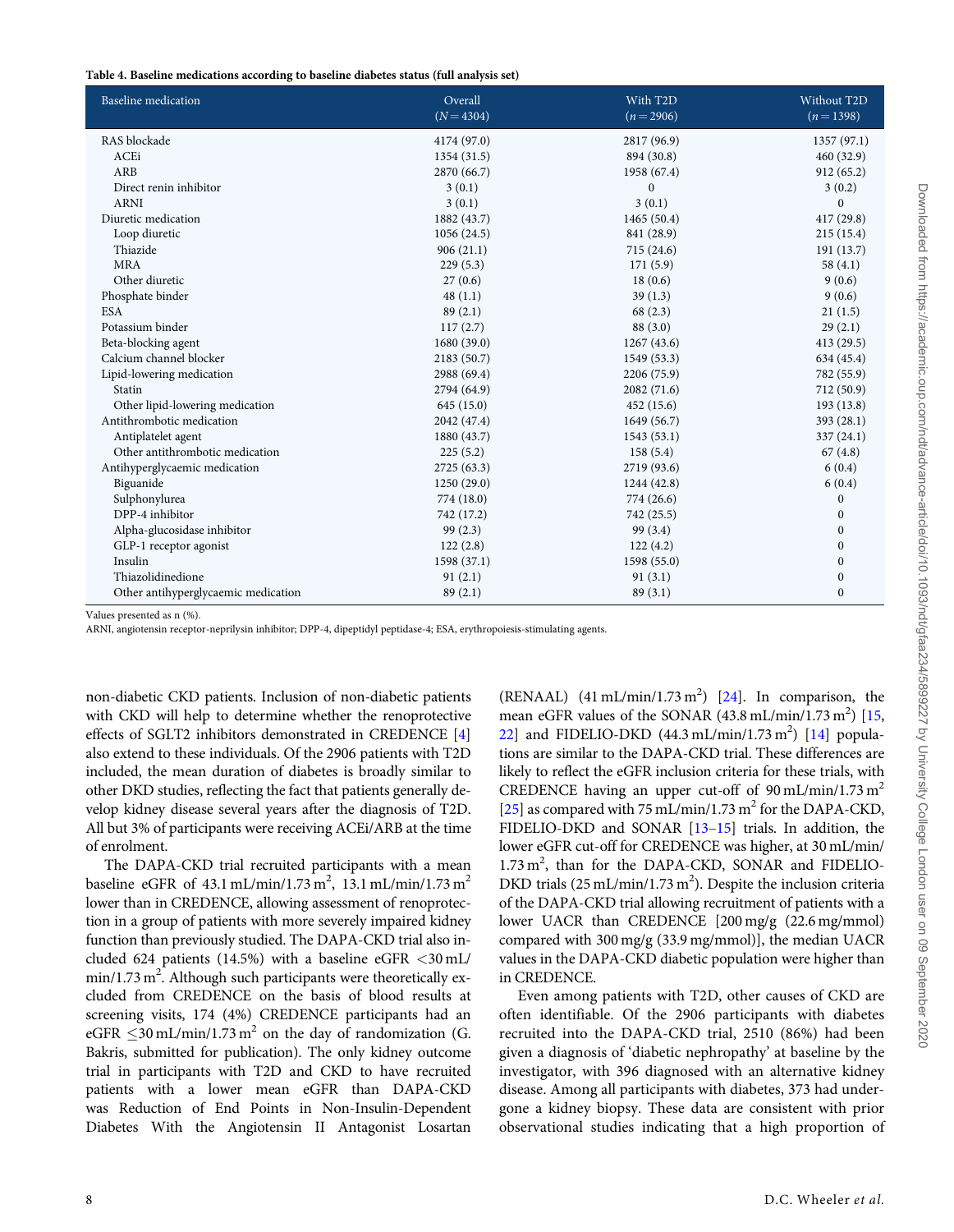**Table 4. Baseline medications according to baseline diabetes status (full analysis set)**

| Baseline medication | Overall ($N = 4304$) | With T2D ($n = 2906$) | Without T2D ($n = 1398$) |
|---|---|---|---|
| RAS blockade | 4174 (97.0) | 2817 (96.9) | 1357 (97.1) |
| ACEi | 1354 (31.5) | 894 (30.8) | 460 (32.9) |
| ARB | 2870 (66.7) | 1958 (67.4) | 912 (65.2) |
| Direct renin inhibitor | 3 (0.1) | 0 | 3 (0.2) |
| ARNI | 3 (0.1) | 3 (0.1) | 0 |
| Diuretic medication | 1882 (43.7) | 1465 (50.4) | 417 (29.8) |
| Loop diuretic | 1056 (24.5) | 841 (28.9) | 215 (15.4) |
| Thiazide | 906 (21.1) | 715 (24.6) | 191 (13.7) |
| MRA | 229 (5.3) | 171 (5.9) | 58 (4.1) |
| Other diuretic | 27 (0.6) | 18 (0.6) | 9 (0.6) |
| Phosphate binder | 48 (1.1) | 39 (1.3) | 9 (0.6) |
| ESA | 89 (2.1) | 68 (2.3) | 21 (1.5) |
| Potassium binder | 117 (2.7) | 88 (3.0) | 29 (2.1) |
| Beta-blocking agent | 1680 (39.0) | 1267 (43.6) | 413 (29.5) |
| Calcium channel blocker | 2183 (50.7) | 1549 (53.3) | 634 (45.4) |
| Lipid-lowering medication | 2988 (69.4) | 2206 (75.9) | 782 (55.9) |
| Statin | 2794 (64.9) | 2082 (71.6) | 712 (50.9) |
| Other lipid-lowering medication | 645 (15.0) | 452 (15.6) | 193 (13.8) |
| Antithrombotic medication | 2042 (47.4) | 1649 (56.7) | 393 (28.1) |
| Antiplatelet agent | 1880 (43.7) | 1543 (53.1) | 337 (24.1) |
| Other antithrombotic medication | 225 (5.2) | 158 (5.4) | 67 (4.8) |
| Antihyperglycaemic medication | 2725 (63.3) | 2719 (93.6) | 6 (0.4) |
| Biguanide | 1250 (29.0) | 1244 (42.8) | 6 (0.4) |
| Sulphonylurea | 774 (18.0) | 774 (26.6) | 0 |
| DPP-4 inhibitor | 742 (17.2) | 742 (25.5) | 0 |
| Alpha-glucosidase inhibitor | 99 (2.3) | 99 (3.4) | 0 |
| GLP-1 receptor agonist | 122 (2.8) | 122 (4.2) | 0 |
| Insulin | 1598 (37.1) | 1598 (55.0) | 0 |
| Thiazolidinedione | 91 (2.1) | 91 (3.1) | 0 |
| Other antihyperglycaemic medication | 89 (2.1) | 89 (3.1) | 0 |

Values presented as n (%).

ARNI, angiotensin receptor-neprilysin inhibitor; DPP-4, dipeptidyl peptidase-4; ESA, erythropoiesis-stimulating agents.

non-diabetic CKD patients. Inclusion of non-diabetic patients with CKD will help to determine whether the renoprotective effects of SGLT2 inhibitors demonstrated in CREDENCE [4] also extend to these individuals. Of the 2906 patients with T2D included, the mean duration of diabetes is broadly similar to other DKD studies, reflecting the fact that patients generally develop kidney disease several years after the diagnosis of T2D. All but 3% of participants were receiving ACEi/ARB at the time of enrolment.

The DAPA-CKD trial recruited participants with a mean baseline eGFR of 43.1 mL/min/1.73 m$^2$, 13.1 mL/min/1.73 m$^2$ lower than in CREDENCE, allowing assessment of renoprotection in a group of patients with more severely impaired kidney function than previously studied. The DAPA-CKD trial also included 624 patients (14.5%) with a baseline eGFR <30 mL/min/1.73 m$^2$. Although such participants were theoretically excluded from CREDENCE on the basis of blood results at screening visits, 174 (4%) CREDENCE participants had an eGFR ≤30 mL/min/1.73 m$^2$ on the day of randomization (G. Bakris, submitted for publication). The only kidney outcome trial in participants with T2D and CKD to have recruited patients with a lower mean eGFR than DAPA-CKD was Reduction of End Points in Non-Insulin-Dependent Diabetes With the Angiotensin II Antagonist Losartan (RENAAL) (41 mL/min/1.73 m$^2$) [24]. In comparison, the mean eGFR values of the SONAR (43.8 mL/min/1.73 m$^2$) [15, 22] and FIDELIO-DKD (44.3 mL/min/1.73 m$^2$) [14] populations are similar to the DAPA-CKD trial. These differences are likely to reflect the eGFR inclusion criteria for these trials, with CREDENCE having an upper cut-off of 90 mL/min/1.73 m$^2$ [25] as compared with 75 mL/min/1.73 m$^2$ for the DAPA-CKD, FIDELIO-DKD and SONAR [13–15] trials. In addition, the lower eGFR cut-off for CREDENCE was higher, at 30 mL/min/1.73 m$^2$, than for the DAPA-CKD, SONAR and FIDELIO-DKD trials (25 mL/min/1.73 m$^2$). Despite the inclusion criteria of the DAPA-CKD trial allowing recruitment of patients with a lower UACR than CREDENCE [200 mg/g (22.6 mg/mmol) compared with 300 mg/g (33.9 mg/mmol)], the median UACR values in the DAPA-CKD diabetic population were higher than in CREDENCE.

Even among patients with T2D, other causes of CKD are often identifiable. Of the 2906 participants with diabetes recruited into the DAPA-CKD trial, 2510 (86%) had been given a diagnosis of 'diabetic nephropathy' at baseline by the investigator, with 396 diagnosed with an alternative kidney disease. Among all participants with diabetes, 373 had undergone a kidney biopsy. These data are consistent with prior observational studies indicating that a high proportion of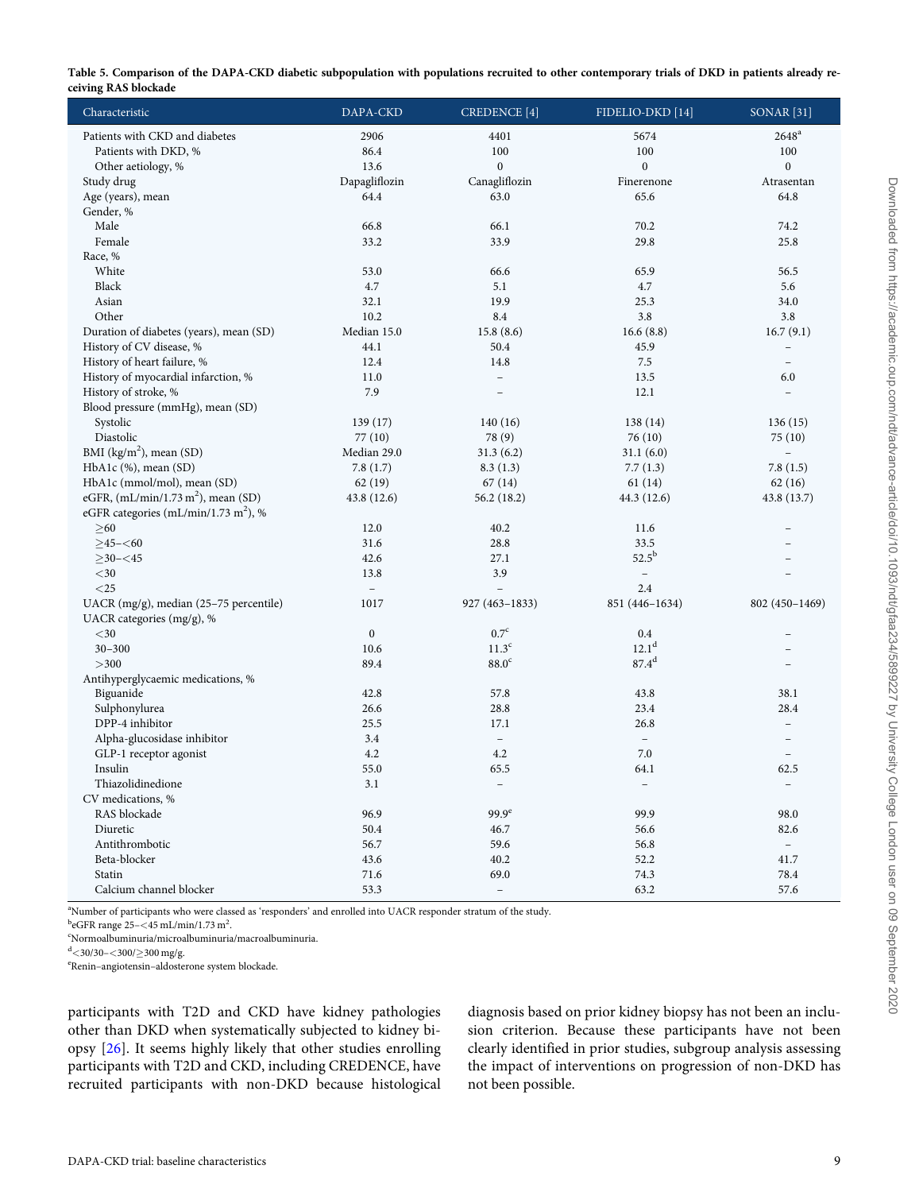**Table 5. Comparison of the DAPA-CKD diabetic subpopulation with populations recruited to other contemporary trials of DKD in patients already receiving RAS blockade**

| Characteristic | DAPA-CKD | CREDENCE [4] | FIDELIO-DKD [14] | SONAR [31] |
|---|---|---|---|---|
| Patients with CKD and diabetes | 2906 | 4401 | 5674 | 2648[a] |
| Patients with DKD, % | 86.4 | 100 | 100 | 100 |
| Other aetiology, % | 13.6 | 0 | 0 | 0 |
| Study drug | Dapagliflozin | Canagliflozin | Finerenone | Atrasentan |
| Age (years), mean | 64.4 | 63.0 | 65.6 | 64.8 |
| Gender, % | | | | |
| Male | 66.8 | 66.1 | 70.2 | 74.2 |
| Female | 33.2 | 33.9 | 29.8 | 25.8 |
| Race, % | | | | |
| White | 53.0 | 66.6 | 65.9 | 56.5 |
| Black | 4.7 | 5.1 | 4.7 | 5.6 |
| Asian | 32.1 | 19.9 | 25.3 | 34.0 |
| Other | 10.2 | 8.4 | 3.8 | 3.8 |
| Duration of diabetes (years), mean (SD) | Median 15.0 | 15.8 (8.6) | 16.6 (8.8) | 16.7 (9.1) |
| History of CV disease, % | 44.1 | 50.4 | 45.9 | – |
| History of heart failure, % | 12.4 | 14.8 | 7.5 | – |
| History of myocardial infarction, % | 11.0 | – | 13.5 | 6.0 |
| History of stroke, % | 7.9 | – | 12.1 | – |
| Blood pressure (mmHg), mean (SD) | | | | |
| Systolic | 139 (17) | 140 (16) | 138 (14) | 136 (15) |
| Diastolic | 77 (10) | 78 (9) | 76 (10) | 75 (10) |
| BMI (kg/m$^2$), mean (SD) | Median 29.0 | 31.3 (6.2) | 31.1 (6.0) | – |
| HbA1c (%), mean (SD) | 7.8 (1.7) | 8.3 (1.3) | 7.7 (1.3) | 7.8 (1.5) |
| HbA1c (mmol/mol), mean (SD) | 62 (19) | 67 (14) | 61 (14) | 62 (16) |
| eGFR, (mL/min/1.73 m$^2$), mean (SD) | 43.8 (12.6) | 56.2 (18.2) | 44.3 (12.6) | 43.8 (13.7) |
| eGFR categories (mL/min/1.73 m$^2$), % | | | | |
| $\geq$60 | 12.0 | 40.2 | 11.6 | – |
| $\geq$45–<60 | 31.6 | 28.8 | 33.5 | – |
| $\geq$30–<45 | 42.6 | 27.1 | 52.5[b] | – |
| <30 | 13.8 | 3.9 | – | – |
| <25 | – | – | 2.4 | – |
| UACR (mg/g), median (25–75 percentile) | 1017 | 927 (463–1833) | 851 (446–1634) | 802 (450–1469) |
| UACR categories (mg/g), % | | | | |
| <30 | 0 | 0.7[c] | 0.4 | – |
| 30–300 | 10.6 | 11.3[c] | 12.1[d] | – |
| >300 | 89.4 | 88.0[c] | 87.4[d] | – |
| Antihyperglycaemic medications, % | | | | |
| Biguanide | 42.8 | 57.8 | 43.8 | 38.1 |
| Sulphonylurea | 26.6 | 28.8 | 23.4 | 28.4 |
| DPP-4 inhibitor | 25.5 | 17.1 | 26.8 | – |
| Alpha-glucosidase inhibitor | 3.4 | – | – | – |
| GLP-1 receptor agonist | 4.2 | 4.2 | 7.0 | – |
| Insulin | 55.0 | 65.5 | 64.1 | 62.5 |
| Thiazolidinedione | 3.1 | – | – | – |
| CV medications, % | | | | |
| RAS blockade | 96.9 | 99.9[e] | 99.9 | 98.0 |
| Diuretic | 50.4 | 46.7 | 56.6 | 82.6 |
| Antithrombotic | 56.7 | 59.6 | 56.8 | – |
| Beta-blocker | 43.6 | 40.2 | 52.2 | 41.7 |
| Statin | 71.6 | 69.0 | 74.3 | 78.4 |
| Calcium channel blocker | 53.3 | – | 63.2 | 57.6 |

[a]Number of participants who were classed as 'responders' and enrolled into UACR responder stratum of the study.
[b]eGFR range 25–<45 mL/min/1.73 m$^2$.
[c]Normoalbuminuria/microalbuminuria/macroalbuminuria.
[d]<30/30–<300/$\geq$300 mg/g.
[e]Renin–angiotensin–aldosterone system blockade.

participants with T2D and CKD have kidney pathologies other than DKD when systematically subjected to kidney biopsy [26]. It seems highly likely that other studies enrolling participants with T2D and CKD, including CREDENCE, have recruited participants with non-DKD because histological diagnosis based on prior kidney biopsy has not been an inclusion criterion. Because these participants have not been clearly identified in prior studies, subgroup analysis assessing the impact of interventions on progression of non-DKD has not been possible.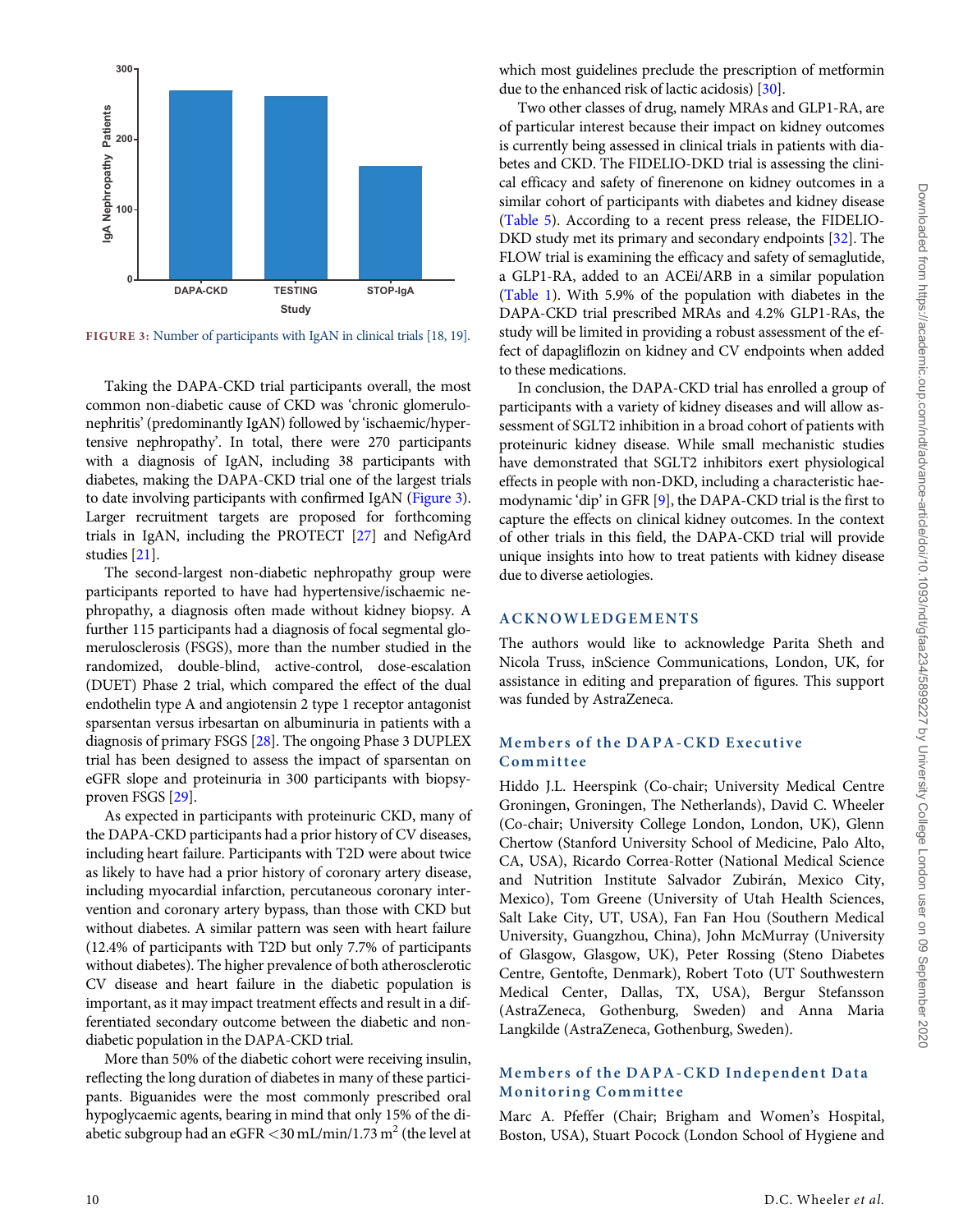FIGURE 3: Number of participants with IgAN in clinical trials [18, 19].

Taking the DAPA-CKD trial participants overall, the most common non-diabetic cause of CKD was 'chronic glomerulonephritis' (predominantly IgAN) followed by 'ischaemic/hypertensive nephropathy'. In total, there were 270 participants with a diagnosis of IgAN, including 38 participants with diabetes, making the DAPA-CKD trial one of the largest trials to date involving participants with confirmed IgAN (Figure 3). Larger recruitment targets are proposed for forthcoming trials in IgAN, including the PROTECT [27] and NefigArd studies [21].

The second-largest non-diabetic nephropathy group were participants reported to have had hypertensive/ischaemic nephropathy, a diagnosis often made without kidney biopsy. A further 115 participants had a diagnosis of focal segmental glomerulosclerosis (FSGS), more than the number studied in the randomized, double-blind, active-control, dose-escalation (DUET) Phase 2 trial, which compared the effect of the dual endothelin type A and angiotensin 2 type 1 receptor antagonist sparsentan versus irbesartan on albuminuria in patients with a diagnosis of primary FSGS [28]. The ongoing Phase 3 DUPLEX trial has been designed to assess the impact of sparsentan on eGFR slope and proteinuria in 300 participants with biopsy-proven FSGS [29].

As expected in participants with proteinuric CKD, many of the DAPA-CKD participants had a prior history of CV diseases, including heart failure. Participants with T2D were about twice as likely to have had a prior history of coronary artery disease, including myocardial infarction, percutaneous coronary intervention and coronary artery bypass, than those with CKD but without diabetes. A similar pattern was seen with heart failure (12.4% of participants with T2D but only 7.7% of participants without diabetes). The higher prevalence of both atherosclerotic CV disease and heart failure in the diabetic population is important, as it may impact treatment effects and result in a differentiated secondary outcome between the diabetic and non-diabetic population in the DAPA-CKD trial.

More than 50% of the diabetic cohort were receiving insulin, reflecting the long duration of diabetes in many of these participants. Biguanides were the most commonly prescribed oral hypoglycaemic agents, bearing in mind that only 15% of the diabetic subgroup had an eGFR $<30$ mL/min/1.73 $m^2$ (the level at which most guidelines preclude the prescription of metformin due to the enhanced risk of lactic acidosis) [30].

Two other classes of drug, namely MRAs and GLP1-RA, are of particular interest because their impact on kidney outcomes is currently being assessed in clinical trials in patients with diabetes and CKD. The FIDELIO-DKD trial is assessing the clinical efficacy and safety of finerenone on kidney outcomes in a similar cohort of participants with diabetes and kidney disease (Table 5). According to a recent press release, the FIDELIO-DKD study met its primary and secondary endpoints [32]. The FLOW trial is examining the efficacy and safety of semaglutide, a GLP1-RA, added to an ACEi/ARB in a similar population (Table 1). With 5.9% of the population with diabetes in the DAPA-CKD trial prescribed MRAs and 4.2% GLP1-RAs, the study will be limited in providing a robust assessment of the effect of dapagliflozin on kidney and CV endpoints when added to these medications.

In conclusion, the DAPA-CKD trial has enrolled a group of participants with a variety of kidney diseases and will allow assessment of SGLT2 inhibition in a broad cohort of patients with proteinuric kidney disease. While small mechanistic studies have demonstrated that SGLT2 inhibitors exert physiological effects in people with non-DKD, including a characteristic haemodynamic 'dip' in GFR [9], the DAPA-CKD trial is the first to capture the effects on clinical kidney outcomes. In the context of other trials in this field, the DAPA-CKD trial will provide unique insights into how to treat patients with kidney disease due to diverse aetiologies.

## ACKNOWLEDGEMENTS

The authors would like to acknowledge Parita Sheth and Nicola Truss, inScience Communications, London, UK, for assistance in editing and preparation of figures. This support was funded by AstraZeneca.

### Members of the DAPA-CKD Executive Committee

Hiddo J.L. Heerspink (Co-chair; University Medical Centre Groningen, Groningen, The Netherlands), David C. Wheeler (Co-chair; University College London, London, UK), Glenn Chertow (Stanford University School of Medicine, Palo Alto, CA, USA), Ricardo Correa-Rotter (National Medical Science and Nutrition Institute Salvador Zubirán, Mexico City, Mexico), Tom Greene (University of Utah Health Sciences, Salt Lake City, UT, USA), Fan Fan Hou (Southern Medical University, Guangzhou, China), John McMurray (University of Glasgow, Glasgow, UK), Peter Rossing (Steno Diabetes Centre, Gentofte, Denmark), Robert Toto (UT Southwestern Medical Center, Dallas, TX, USA), Bergur Stefansson (AstraZeneca, Gothenburg, Sweden) and Anna Maria Langkilde (AstraZeneca, Gothenburg, Sweden).

### Members of the DAPA-CKD Independent Data Monitoring Committee

Marc A. Pfeffer (Chair; Brigham and Women's Hospital, Boston, USA), Stuart Pocock (London School of Hygiene and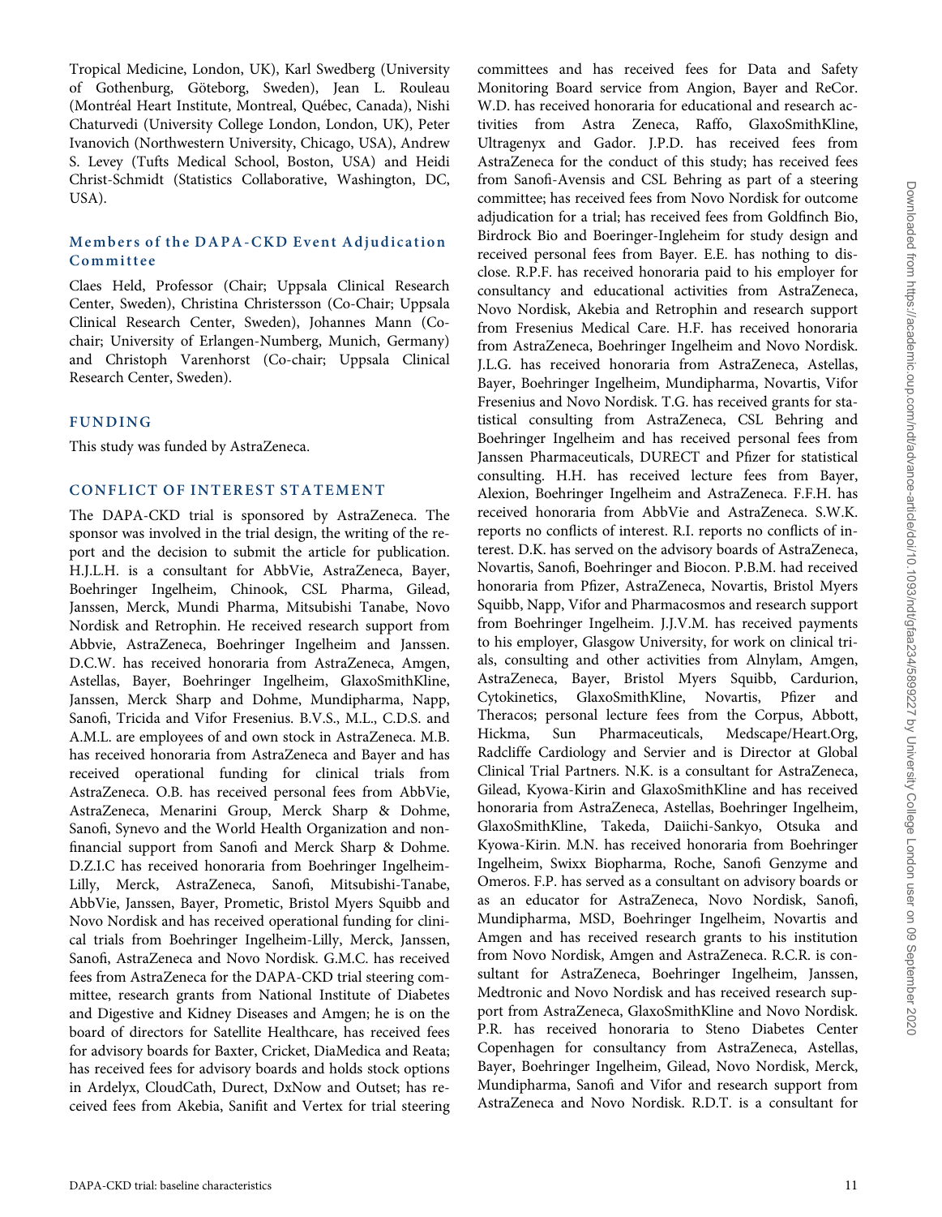Tropical Medicine, London, UK), Karl Swedberg (University of Gothenburg, Göteborg, Sweden), Jean L. Rouleau (Montréal Heart Institute, Montreal, Québec, Canada), Nishi Chaturvedi (University College London, London, UK), Peter Ivanovich (Northwestern University, Chicago, USA), Andrew S. Levey (Tufts Medical School, Boston, USA) and Heidi Christ-Schmidt (Statistics Collaborative, Washington, DC, USA).

## Members of the DAPA-CKD Event Adjudication Committee

Claes Held, Professor (Chair; Uppsala Clinical Research Center, Sweden), Christina Christersson (Co-Chair; Uppsala Clinical Research Center, Sweden), Johannes Mann (Co-chair; University of Erlangen-Numberg, Munich, Germany) and Christoph Varenhorst (Co-chair; Uppsala Clinical Research Center, Sweden).

## FUNDING

This study was funded by AstraZeneca.

## CONFLICT OF INTEREST STATEMENT

The DAPA-CKD trial is sponsored by AstraZeneca. The sponsor was involved in the trial design, the writing of the report and the decision to submit the article for publication. H.J.L.H. is a consultant for AbbVie, AstraZeneca, Bayer, Boehringer Ingelheim, Chinook, CSL Pharma, Gilead, Janssen, Merck, Mundi Pharma, Mitsubishi Tanabe, Novo Nordisk and Retrophin. He received research support from Abbvie, AstraZeneca, Boehringer Ingelheim and Janssen. D.C.W. has received honoraria from AstraZeneca, Amgen, Astellas, Bayer, Boehringer Ingelheim, GlaxoSmithKline, Janssen, Merck Sharp and Dohme, Mundipharma, Napp, Sanofi, Tricida and Vifor Fresenius. B.V.S., M.L., C.D.S. and A.M.L. are employees of and own stock in AstraZeneca. M.B. has received honoraria from AstraZeneca and Bayer and has received operational funding for clinical trials from AstraZeneca. O.B. has received personal fees from AbbVie, AstraZeneca, Menarini Group, Merck Sharp & Dohme, Sanofi, Synevo and the World Health Organization and non-financial support from Sanofi and Merck Sharp & Dohme. D.Z.I.C has received honoraria from Boehringer Ingelheim-Lilly, Merck, AstraZeneca, Sanofi, Mitsubishi-Tanabe, AbbVie, Janssen, Bayer, Prometic, Bristol Myers Squibb and Novo Nordisk and has received operational funding for clinical trials from Boehringer Ingelheim-Lilly, Merck, Janssen, Sanofi, AstraZeneca and Novo Nordisk. G.M.C. has received fees from AstraZeneca for the DAPA-CKD trial steering committee, research grants from National Institute of Diabetes and Digestive and Kidney Diseases and Amgen; he is on the board of directors for Satellite Healthcare, has received fees for advisory boards for Baxter, Cricket, DiaMedica and Reata; has received fees for advisory boards and holds stock options in Ardelyx, CloudCath, Durect, DxNow and Outset; has received fees from Akebia, Sanifit and Vertex for trial steering committees and has received fees for Data and Safety Monitoring Board service from Angion, Bayer and ReCor. W.D. has received honoraria for educational and research activities from Astra Zeneca, Raffo, GlaxoSmithKline, Ultragenyx and Gador. J.P.D. has received fees from AstraZeneca for the conduct of this study; has received fees from Sanofi-Avensis and CSL Behring as part of a steering committee; has received fees from Novo Nordisk for outcome adjudication for a trial; has received fees from Goldfinch Bio, Birdrock Bio and Boeringer-Ingleheim for study design and received personal fees from Bayer. E.E. has nothing to disclose. R.P.F. has received honoraria paid to his employer for consultancy and educational activities from AstraZeneca, Novo Nordisk, Akebia and Retrophin and research support from Fresenius Medical Care. H.F. has received honoraria from AstraZeneca, Boehringer Ingelheim and Novo Nordisk. J.L.G. has received honoraria from AstraZeneca, Astellas, Bayer, Boehringer Ingelheim, Mundipharma, Novartis, Vifor Fresenius and Novo Nordisk. T.G. has received grants for statistical consulting from AstraZeneca, CSL Behring and Boehringer Ingelheim and has received personal fees from Janssen Pharmaceuticals, DURECT and Pfizer for statistical consulting. H.H. has received lecture fees from Bayer, Alexion, Boehringer Ingelheim and AstraZeneca. F.F.H. has received honoraria from AbbVie and AstraZeneca. S.W.K. reports no conflicts of interest. R.I. reports no conflicts of interest. D.K. has served on the advisory boards of AstraZeneca, Novartis, Sanofi, Boehringer and Biocon. P.B.M. had received honoraria from Pfizer, AstraZeneca, Novartis, Bristol Myers Squibb, Napp, Vifor and Pharmacosmos and research support from Boehringer Ingelheim. J.J.V.M. has received payments to his employer, Glasgow University, for work on clinical trials, consulting and other activities from Alnylam, Amgen, AstraZeneca, Bayer, Bristol Myers Squibb, Cardurion, Cytokinetics, GlaxoSmithKline, Novartis, Pfizer and Theracos; personal lecture fees from the Corpus, Abbott, Hickma, Sun Pharmaceuticals, Medscape/Heart.Org, Radcliffe Cardiology and Servier and is Director at Global Clinical Trial Partners. N.K. is a consultant for AstraZeneca, Gilead, Kyowa-Kirin and GlaxoSmithKline and has received honoraria from AstraZeneca, Astellas, Boehringer Ingelheim, GlaxoSmithKline, Takeda, Daiichi-Sankyo, Otsuka and Kyowa-Kirin. M.N. has received honoraria from Boehringer Ingelheim, Swixx Biopharma, Roche, Sanofi Genzyme and Omeros. F.P. has served as a consultant on advisory boards or as an educator for AstraZeneca, Novo Nordisk, Sanofi, Mundipharma, MSD, Boehringer Ingelheim, Novartis and Amgen and has received research grants to his institution from Novo Nordisk, Amgen and AstraZeneca. R.C.R. is consultant for AstraZeneca, Boehringer Ingelheim, Janssen, Medtronic and Novo Nordisk and has received research support from AstraZeneca, GlaxoSmithKline and Novo Nordisk. P.R. has received honoraria to Steno Diabetes Center Copenhagen for consultancy from AstraZeneca, Astellas, Bayer, Boehringer Ingelheim, Gilead, Novo Nordisk, Merck, Mundipharma, Sanofi and Vifor and research support from AstraZeneca and Novo Nordisk. R.D.T. is a consultant for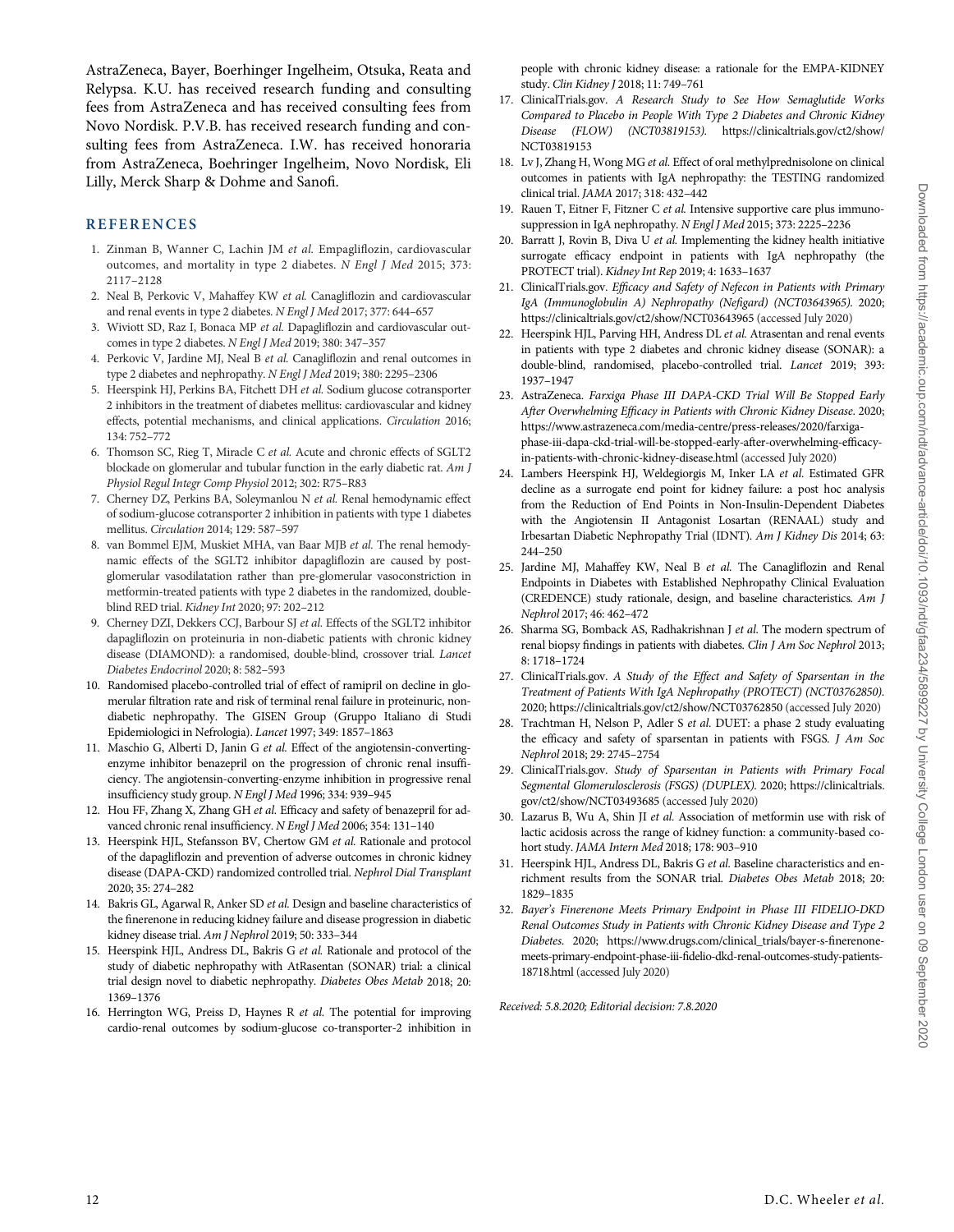AstraZeneca, Bayer, Boerhinger Ingelheim, Otsuka, Reata and Relypsa. K.U. has received research funding and consulting fees from AstraZeneca and has received consulting fees from Novo Nordisk. P.V.B. has received research funding and consulting fees from AstraZeneca. I.W. has received honoraria from AstraZeneca, Boehringer Ingelheim, Novo Nordisk, Eli Lilly, Merck Sharp & Dohme and Sanofi.

## REFERENCES

1. Zinman B, Wanner C, Lachin JM *et al.* Empagliflozin, cardiovascular outcomes, and mortality in type 2 diabetes. *N Engl J Med* 2015; 373: 2117–2128
2. Neal B, Perkovic V, Mahaffey KW *et al.* Canagliflozin and cardiovascular and renal events in type 2 diabetes. *N Engl J Med* 2017; 377: 644–657
3. Wiviott SD, Raz I, Bonaca MP *et al.* Dapagliflozin and cardiovascular outcomes in type 2 diabetes. *N Engl J Med* 2019; 380: 347–357
4. Perkovic V, Jardine MJ, Neal B *et al.* Canagliflozin and renal outcomes in type 2 diabetes and nephropathy. *N Engl J Med* 2019; 380: 2295–2306
5. Heerspink HJ, Perkins BA, Fitchett DH *et al.* Sodium glucose cotransporter 2 inhibitors in the treatment of diabetes mellitus: cardiovascular and kidney effects, potential mechanisms, and clinical applications. *Circulation* 2016; 134: 752–772
6. Thomson SC, Rieg T, Miracle C *et al.* Acute and chronic effects of SGLT2 blockade on glomerular and tubular function in the early diabetic rat. *Am J Physiol Regul Integr Comp Physiol* 2012; 302: R75–R83
7. Cherney DZ, Perkins BA, Soleymanlou N *et al.* Renal hemodynamic effect of sodium-glucose cotransporter 2 inhibition in patients with type 1 diabetes mellitus. *Circulation* 2014; 129: 587–597
8. van Bommel EJM, Muskiet MHA, van Baar MJB *et al.* The renal hemodynamic effects of the SGLT2 inhibitor dapagliflozin are caused by post-glomerular vasodilatation rather than pre-glomerular vasoconstriction in metformin-treated patients with type 2 diabetes in the randomized, double-blind RED trial. *Kidney Int* 2020; 97: 202–212
9. Cherney DZI, Dekkers CCJ, Barbour SJ *et al.* Effects of the SGLT2 inhibitor dapagliflozin on proteinuria in non-diabetic patients with chronic kidney disease (DIAMOND): a randomised, double-blind, crossover trial. *Lancet Diabetes Endocrinol* 2020; 8: 582–593
10. Randomised placebo-controlled trial of effect of ramipril on decline in glomerular filtration rate and risk of terminal renal failure in proteinuric, non-diabetic nephropathy. The GISEN Group (Gruppo Italiano di Studi Epidemiologici in Nefrologia). *Lancet* 1997; 349: 1857–1863
11. Maschio G, Alberti D, Janin G *et al.* Effect of the angiotensin-converting-enzyme inhibitor benazepril on the progression of chronic renal insufficiency. The angiotensin-converting-enzyme inhibition in progressive renal insufficiency study group. *N Engl J Med* 1996; 334: 939–945
12. Hou FF, Zhang X, Zhang GH *et al.* Efficacy and safety of benazepril for advanced chronic renal insufficiency. *N Engl J Med* 2006; 354: 131–140
13. Heerspink HJL, Stefansson BV, Chertow GM *et al.* Rationale and protocol of the dapagliflozin and prevention of adverse outcomes in chronic kidney disease (DAPA-CKD) randomized controlled trial. *Nephrol Dial Transplant* 2020; 35: 274–282
14. Bakris GL, Agarwal R, Anker SD *et al.* Design and baseline characteristics of the finerenone in reducing kidney failure and disease progression in diabetic kidney disease trial. *Am J Nephrol* 2019; 50: 333–344
15. Heerspink HJL, Andress DL, Bakris G *et al.* Rationale and protocol of the study of diabetic nephropathy with AtRasentan (SONAR) trial: a clinical trial design novel to diabetic nephropathy. *Diabetes Obes Metab* 2018; 20: 1369–1376
16. Herrington WG, Preiss D, Haynes R *et al.* The potential for improving cardio-renal outcomes by sodium-glucose co-transporter-2 inhibition in people with chronic kidney disease: a rationale for the EMPA-KIDNEY study. *Clin Kidney J* 2018; 11: 749–761
17. ClinicalTrials.gov. *A Research Study to See How Semaglutide Works Compared to Placebo in People With Type 2 Diabetes and Chronic Kidney Disease (FLOW) (NCT03819153).* https://clinicaltrials.gov/ct2/show/NCT03819153
18. Lv J, Zhang H, Wong MG *et al.* Effect of oral methylprednisolone on clinical outcomes in patients with IgA nephropathy: the TESTING randomized clinical trial. *JAMA* 2017; 318: 432–442
19. Rauen T, Eitner F, Fitzner C *et al.* Intensive supportive care plus immunosuppression in IgA nephropathy. *N Engl J Med* 2015; 373: 2225–2236
20. Barratt J, Rovin B, Diva U *et al.* Implementing the kidney health initiative surrogate efficacy endpoint in patients with IgA nephropathy (the PROTECT trial). *Kidney Int Rep* 2019; 4: 1633–1637
21. ClinicalTrials.gov. *Efficacy and Safety of Nefecon in Patients with Primary IgA (Immunoglobulin A) Nephropathy (Nefigard) (NCT03643965).* 2020; https://clinicaltrials.gov/ct2/show/NCT03643965 (accessed July 2020)
22. Heerspink HJL, Parving HH, Andress DL *et al.* Atrasentan and renal events in patients with type 2 diabetes and chronic kidney disease (SONAR): a double-blind, randomised, placebo-controlled trial. *Lancet* 2019; 393: 1937–1947
23. AstraZeneca. *Farxiga Phase III DAPA-CKD Trial Will Be Stopped Early After Overwhelming Efficacy in Patients with Chronic Kidney Disease.* 2020; https://www.astrazeneca.com/media-centre/press-releases/2020/farxiga-phase-iii-dapa-ckd-trial-will-be-stopped-early-after-overwhelming-efficacy-in-patients-with-chronic-kidney-disease.html (accessed July 2020)
24. Lambers Heerspink HJ, Weldegiorgis M, Inker LA *et al.* Estimated GFR decline as a surrogate end point for kidney failure: a post hoc analysis from the Reduction of End Points in Non-Insulin-Dependent Diabetes with the Angiotensin II Antagonist Losartan (RENAAL) study and Irbesartan Diabetic Nephropathy Trial (IDNT). *Am J Kidney Dis* 2014; 63: 244–250
25. Jardine MJ, Mahaffey KW, Neal B *et al.* The Canagliflozin and Renal Endpoints in Diabetes with Established Nephropathy Clinical Evaluation (CREDENCE) study rationale, design, and baseline characteristics. *Am J Nephrol* 2017; 46: 462–472
26. Sharma SG, Bomback AS, Radhakrishnan J *et al.* The modern spectrum of renal biopsy findings in patients with diabetes. *Clin J Am Soc Nephrol* 2013; 8: 1718–1724
27. ClinicalTrials.gov. *A Study of the Effect and Safety of Sparsentan in the Treatment of Patients With IgA Nephropathy (PROTECT) (NCT03762850).* 2020; https://clinicaltrials.gov/ct2/show/NCT03762850 (accessed July 2020)
28. Trachtman H, Nelson P, Adler S *et al.* DUET: a phase 2 study evaluating the efficacy and safety of sparsentan in patients with FSGS. *J Am Soc Nephrol* 2018; 29: 2745–2754
29. ClinicalTrials.gov. *Study of Sparsentan in Patients with Primary Focal Segmental Glomerulosclerosis (FSGS) (DUPLEX).* 2020; https://clinicaltrials.gov/ct2/show/NCT03493685 (accessed July 2020)
30. Lazarus B, Wu A, Shin JI *et al.* Association of metformin use with risk of lactic acidosis across the range of kidney function: a community-based cohort study. *JAMA Intern Med* 2018; 178: 903–910
31. Heerspink HJL, Andress DL, Bakris G *et al.* Baseline characteristics and enrichment results from the SONAR trial. *Diabetes Obes Metab* 2018; 20: 1829–1835
32. *Bayer's Finerenone Meets Primary Endpoint in Phase III FIDELIO-DKD Renal Outcomes Study in Patients with Chronic Kidney Disease and Type 2 Diabetes.* 2020; https://www.drugs.com/clinical_trials/bayer-s-finerenone-meets-primary-endpoint-phase-iii-fidelio-dkd-renal-outcomes-study-patients-18718.html (accessed July 2020)

*Received: 5.8.2020; Editorial decision: 7.8.2020*